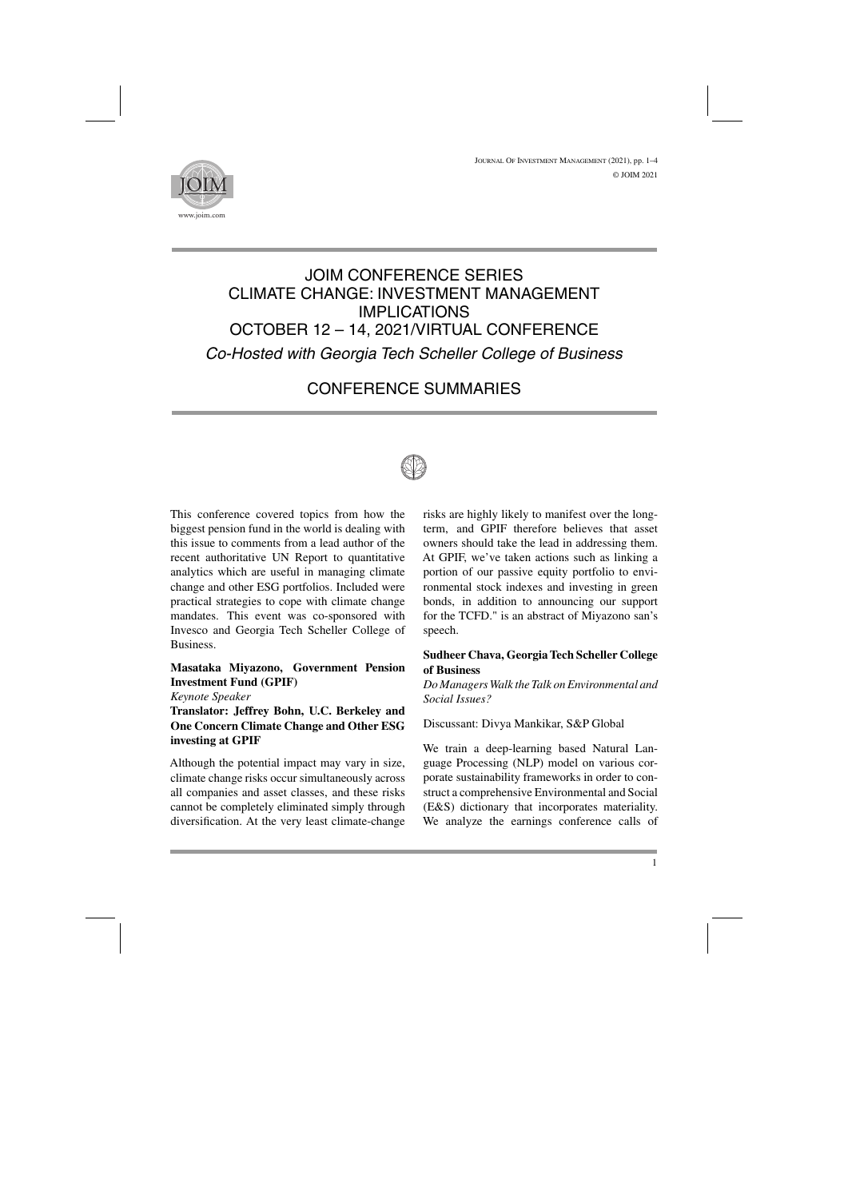# JOIM CONFERENCE SERIES
# CLIMATE CHANGE: INVESTMENT MANAGEMENT IMPLICATIONS
# OCTOBER 12 – 14, 2021/VIRTUAL CONFERENCE

*Co-Hosted with Georgia Tech Scheller College of Business*

## CONFERENCE SUMMARIES

This conference covered topics from how the biggest pension fund in the world is dealing with this issue to comments from a lead author of the recent authoritative UN Report to quantitative analytics which are useful in managing climate change and other ESG portfolios. Included were practical strategies to cope with climate change mandates. This event was co-sponsored with Invesco and Georgia Tech Scheller College of Business.

**Masataka Miyazono, Government Pension Investment Fund (GPIF)**
*Keynote Speaker*
**Translator: Jeffrey Bohn, U.C. Berkeley and One Concern Climate Change and Other ESG investing at GPIF**

Although the potential impact may vary in size, climate change risks occur simultaneously across all companies and asset classes, and these risks cannot be completely eliminated simply through diversification. At the very least climate-change risks are highly likely to manifest over the long-term, and GPIF therefore believes that asset owners should take the lead in addressing them. At GPIF, we've taken actions such as linking a portion of our passive equity portfolio to environmental stock indexes and investing in green bonds, in addition to announcing our support for the TCFD." is an abstract of Miyazono san's speech.

**Sudheer Chava, Georgia Tech Scheller College of Business**
*Do Managers Walk the Talk on Environmental and Social Issues?*

Discussant: Divya Mankikar, S&P Global

We train a deep-learning based Natural Language Processing (NLP) model on various corporate sustainability frameworks in order to construct a comprehensive Environmental and Social (E&S) dictionary that incorporates materiality. We analyze the earnings conference calls of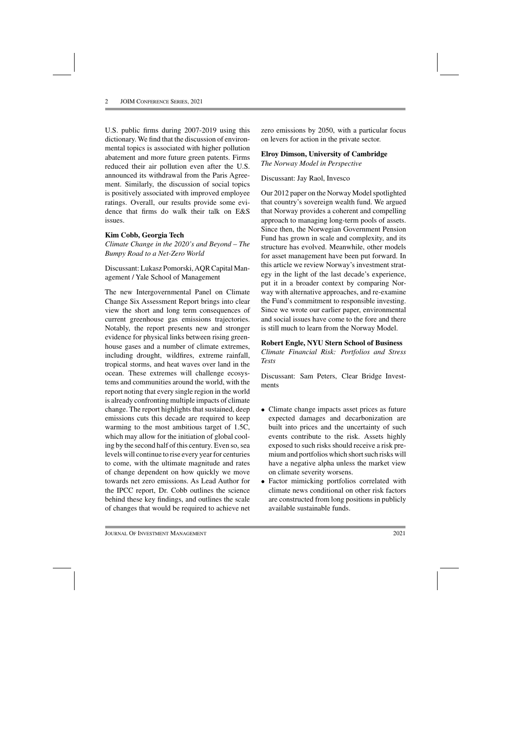U.S. public firms during 2007-2019 using this dictionary. We find that the discussion of environmental topics is associated with higher pollution abatement and more future green patents. Firms reduced their air pollution even after the U.S. announced its withdrawal from the Paris Agreement. Similarly, the discussion of social topics is positively associated with improved employee ratings. Overall, our results provide some evidence that firms do walk their talk on E&S issues.

**Kim Cobb, Georgia Tech**
*Climate Change in the 2020's and Beyond – The Bumpy Road to a Net-Zero World*

Discussant: Lukasz Pomorski, AQR Capital Management / Yale School of Management

The new Intergovernmental Panel on Climate Change Six Assessment Report brings into clear view the short and long term consequences of current greenhouse gas emissions trajectories. Notably, the report presents new and stronger evidence for physical links between rising greenhouse gases and a number of climate extremes, including drought, wildfires, extreme rainfall, tropical storms, and heat waves over land in the ocean. These extremes will challenge ecosystems and communities around the world, with the report noting that every single region in the world is already confronting multiple impacts of climate change. The report highlights that sustained, deep emissions cuts this decade are required to keep warming to the most ambitious target of 1.5C, which may allow for the initiation of global cooling by the second half of this century. Even so, sea levels will continue to rise every year for centuries to come, with the ultimate magnitude and rates of change dependent on how quickly we move towards net zero emissions. As Lead Author for the IPCC report, Dr. Cobb outlines the science behind these key findings, and outlines the scale of changes that would be required to achieve net zero emissions by 2050, with a particular focus on levers for action in the private sector.

**Elroy Dimson, University of Cambridge**
*The Norway Model in Perspective*

Discussant: Jay Raol, Invesco

Our 2012 paper on the Norway Model spotlighted that country's sovereign wealth fund. We argued that Norway provides a coherent and compelling approach to managing long-term pools of assets. Since then, the Norwegian Government Pension Fund has grown in scale and complexity, and its structure has evolved. Meanwhile, other models for asset management have been put forward. In this article we review Norway's investment strategy in the light of the last decade's experience, put it in a broader context by comparing Norway with alternative approaches, and re-examine the Fund's commitment to responsible investing. Since we wrote our earlier paper, environmental and social issues have come to the fore and there is still much to learn from the Norway Model.

**Robert Engle, NYU Stern School of Business**
*Climate Financial Risk: Portfolios and Stress Tests*

Discussant: Sam Peters, Clear Bridge Investments

- Climate change impacts asset prices as future expected damages and decarbonization are built into prices and the uncertainty of such events contribute to the risk. Assets highly exposed to such risks should receive a risk premium and portfolios which short such risks will have a negative alpha unless the market view on climate severity worsens.
- Factor mimicking portfolios correlated with climate news conditional on other risk factors are constructed from long positions in publicly available sustainable funds.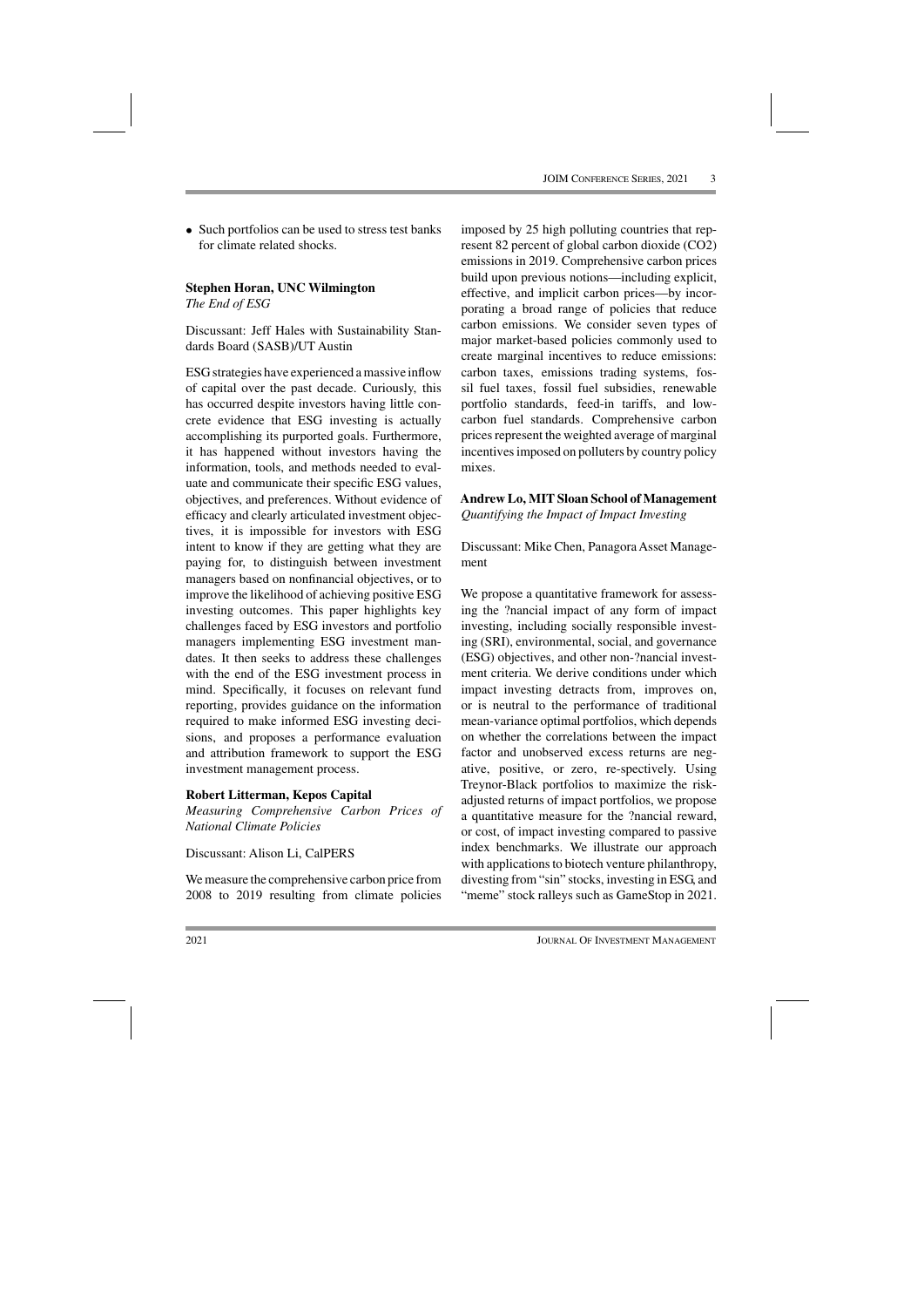- Such portfolios can be used to stress test banks for climate related shocks.

**Stephen Horan, UNC Wilmington**
*The End of ESG*

Discussant: Jeff Hales with Sustainability Standards Board (SASB)/UT Austin

ESG strategies have experienced a massive inflow of capital over the past decade. Curiously, this has occurred despite investors having little concrete evidence that ESG investing is actually accomplishing its purported goals. Furthermore, it has happened without investors having the information, tools, and methods needed to evaluate and communicate their specific ESG values, objectives, and preferences. Without evidence of efficacy and clearly articulated investment objectives, it is impossible for investors with ESG intent to know if they are getting what they are paying for, to distinguish between investment managers based on nonfinancial objectives, or to improve the likelihood of achieving positive ESG investing outcomes. This paper highlights key challenges faced by ESG investors and portfolio managers implementing ESG investment mandates. It then seeks to address these challenges with the end of the ESG investment process in mind. Specifically, it focuses on relevant fund reporting, provides guidance on the information required to make informed ESG investing decisions, and proposes a performance evaluation and attribution framework to support the ESG investment management process.

**Robert Litterman, Kepos Capital**
*Measuring Comprehensive Carbon Prices of National Climate Policies*

Discussant: Alison Li, CalPERS

We measure the comprehensive carbon price from 2008 to 2019 resulting from climate policies imposed by 25 high polluting countries that represent 82 percent of global carbon dioxide (CO2) emissions in 2019. Comprehensive carbon prices build upon previous notions—including explicit, effective, and implicit carbon prices—by incorporating a broad range of policies that reduce carbon emissions. We consider seven types of major market-based policies commonly used to create marginal incentives to reduce emissions: carbon taxes, emissions trading systems, fossil fuel taxes, fossil fuel subsidies, renewable portfolio standards, feed-in tariffs, and low-carbon fuel standards. Comprehensive carbon prices represent the weighted average of marginal incentives imposed on polluters by country policy mixes.

**Andrew Lo, MIT Sloan School of Management**
*Quantifying the Impact of Impact Investing*

Discussant: Mike Chen, Panagora Asset Management

We propose a quantitative framework for assessing the ?nancial impact of any form of impact investing, including socially responsible investing (SRI), environmental, social, and governance (ESG) objectives, and other non-?nancial investment criteria. We derive conditions under which impact investing detracts from, improves on, or is neutral to the performance of traditional mean-variance optimal portfolios, which depends on whether the correlations between the impact factor and unobserved excess returns are negative, positive, or zero, re-spectively. Using Treynor-Black portfolios to maximize the risk-adjusted returns of impact portfolios, we propose a quantitative measure for the ?nancial reward, or cost, of impact investing compared to passive index benchmarks. We illustrate our approach with applications to biotech venture philanthropy, divesting from "sin" stocks, investing in ESG, and "meme" stock ralleys such as GameStop in 2021.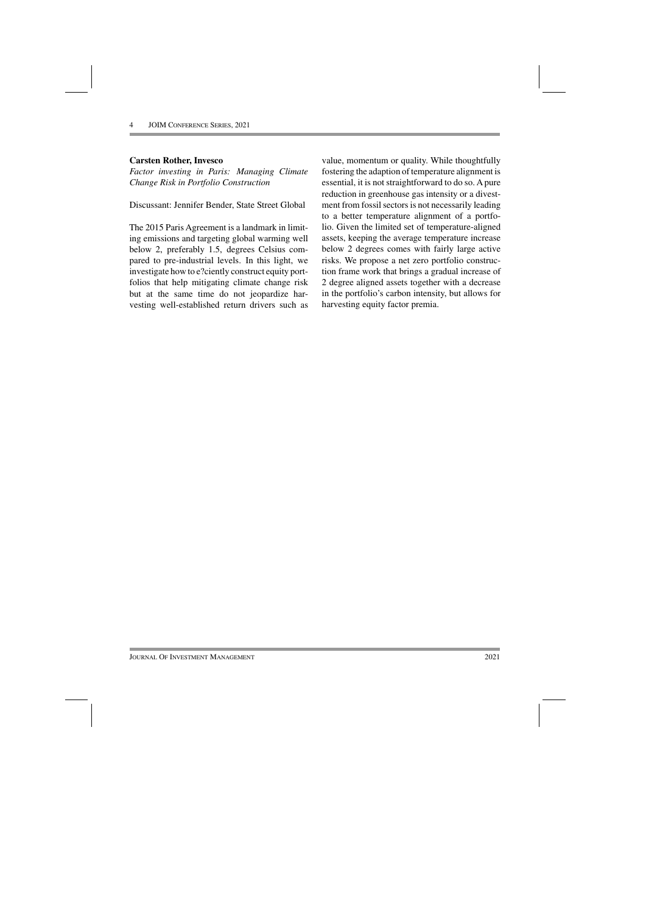**Carsten Rother, Invesco**

*Factor investing in Paris: Managing Climate Change Risk in Portfolio Construction*

Discussant: Jennifer Bender, State Street Global

The 2015 Paris Agreement is a landmark in limiting emissions and targeting global warming well below 2, preferably 1.5, degrees Celsius compared to pre-industrial levels. In this light, we investigate how to e?ciently construct equity portfolios that help mitigating climate change risk but at the same time do not jeopardize harvesting well-established return drivers such as value, momentum or quality. While thoughtfully fostering the adaption of temperature alignment is essential, it is not straightforward to do so. A pure reduction in greenhouse gas intensity or a divestment from fossil sectors is not necessarily leading to a better temperature alignment of a portfolio. Given the limited set of temperature-aligned assets, keeping the average temperature increase below 2 degrees comes with fairly large active risks. We propose a net zero portfolio construction frame work that brings a gradual increase of 2 degree aligned assets together with a decrease in the portfolio's carbon intensity, but allows for harvesting equity factor premia.